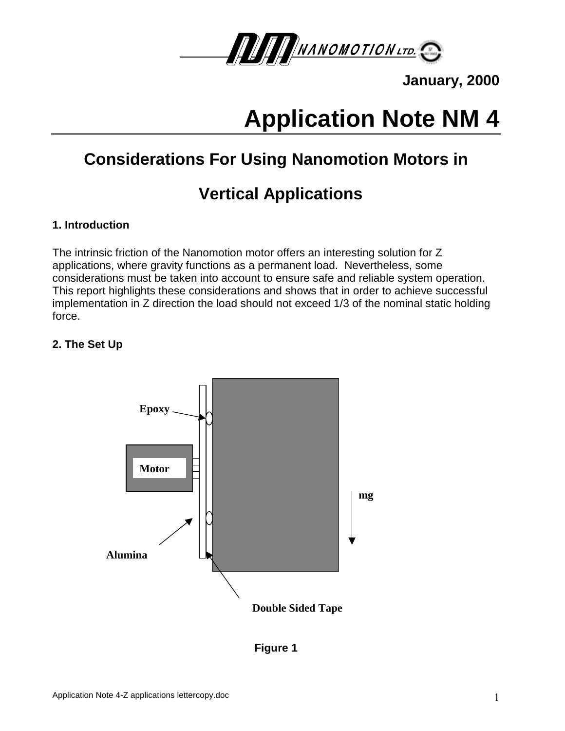January, 2000

# Application Note NM 4

## Considerations For Using Nanomotion Motors in Vertical Applications

### 1. Introduction

The intrinsic friction of the Nanomotion motor offers an interesting solution for Z applications, where gravity functions as a permanent load. Nevertheless, some considerations must be taken into account to ensure safe and reliable system operation. This report highlights these considerations and shows that in order to achieve successful implementation in Z direction the load should not exceed 1/3 of the nominal static holding force.

### 2. The Set Up

Epoxy

Motor

mg

Alumina

Double Sided Tape

Figure 1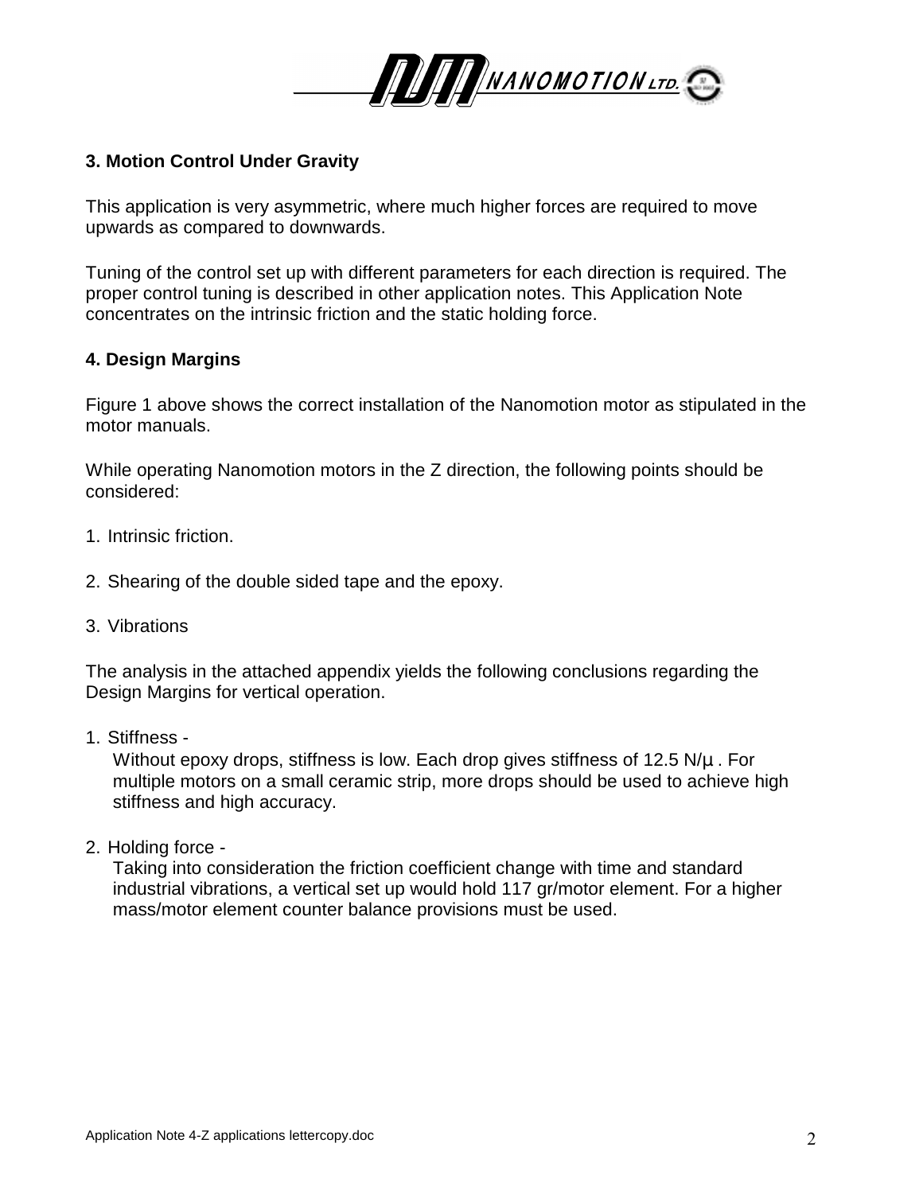### 3. Motion Control Under Gravity

This application is very asymmetric, where much higher forces are required to move upwards as compared to downwards.

Tuning of the control set up with different parameters for each direction is required. The proper control tuning is described in other application notes. This Application Note concentrates on the intrinsic friction and the static holding force.

### 4. Design Margins

Figure 1 above shows the correct installation of the Nanomotion motor as stipulated in the motor manuals.

While operating Nanomotion motors in the Z direction, the following points should be considered:

1. Intrinsic friction.

2. Shearing of the double sided tape and the epoxy.

3. Vibrations

The analysis in the attached appendix yields the following conclusions regarding the Design Margins for vertical operation.

1. Stiffness -
   Without epoxy drops, stiffness is low. Each drop gives stiffness of 12.5 N/µ . For multiple motors on a small ceramic strip, more drops should be used to achieve high stiffness and high accuracy.

2. Holding force -
   Taking into consideration the friction coefficient change with time and standard industrial vibrations, a vertical set up would hold 117 gr/motor element. For a higher mass/motor element counter balance provisions must be used.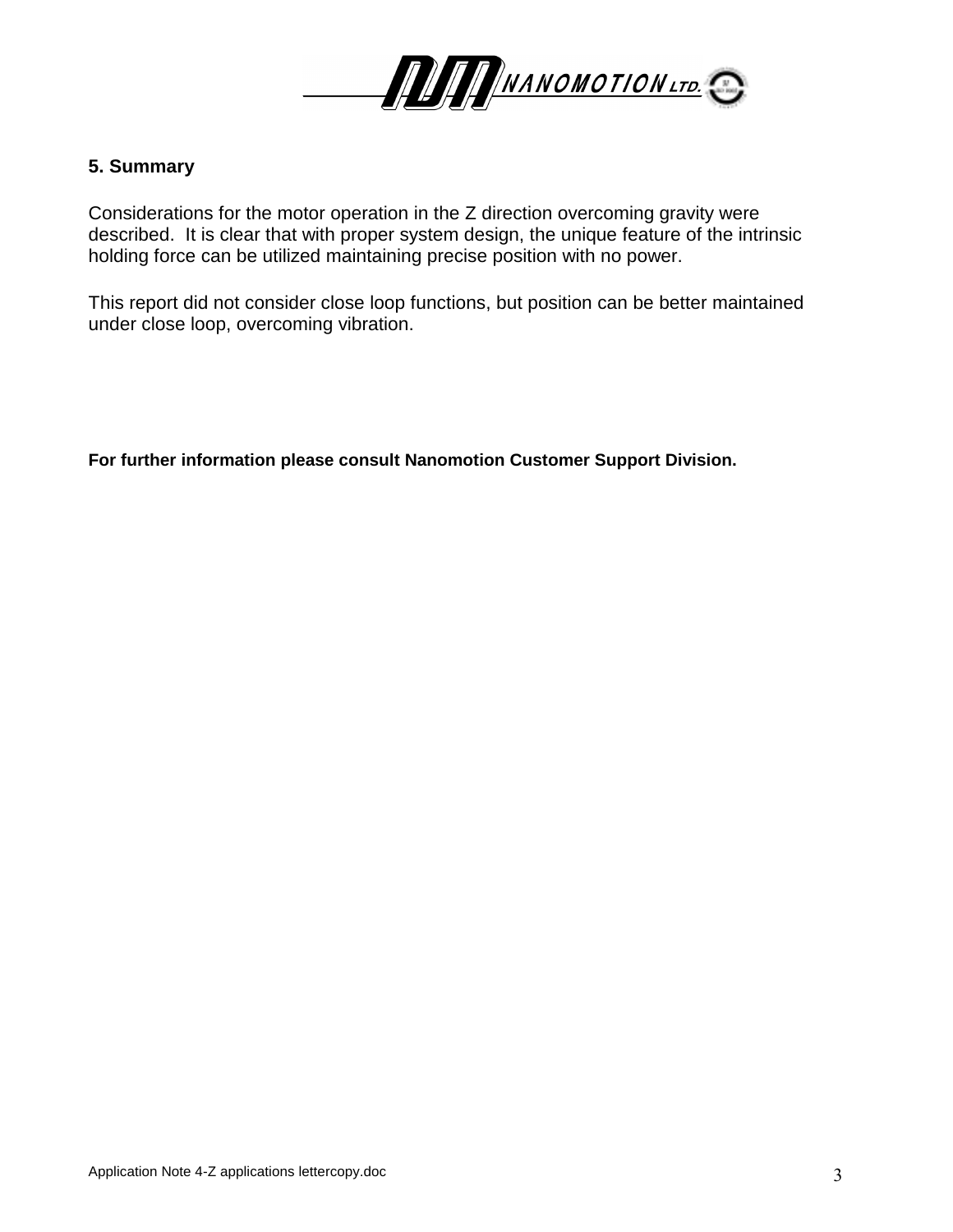## 5. Summary

Considerations for the motor operation in the Z direction overcoming gravity were described. It is clear that with proper system design, the unique feature of the intrinsic holding force can be utilized maintaining precise position with no power.

This report did not consider close loop functions, but position can be better maintained under close loop, overcoming vibration.

**For further information please consult Nanomotion Customer Support Division.**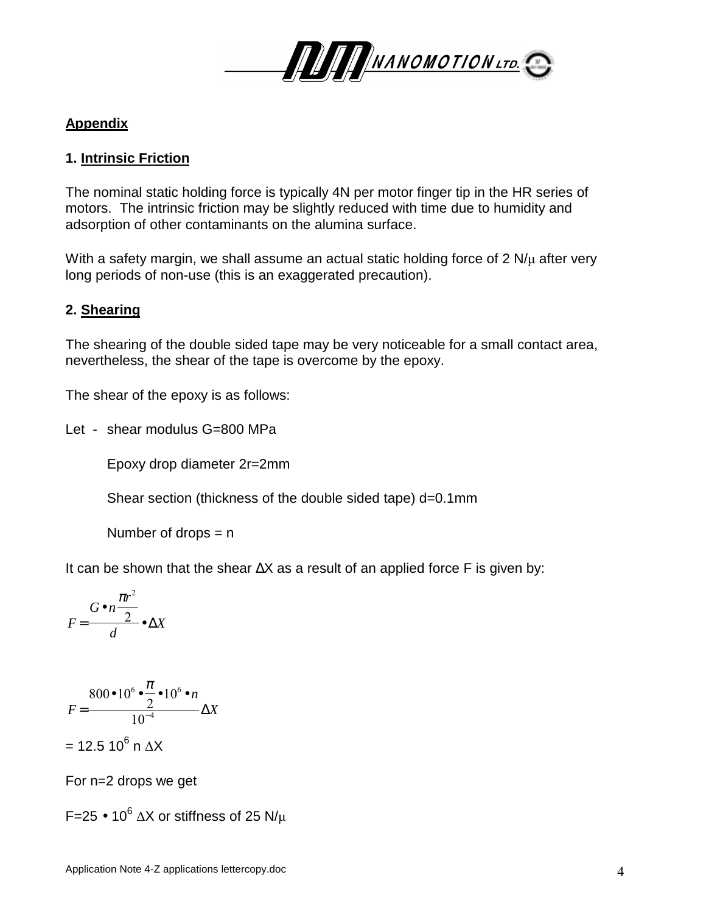**Appendix**

**1. Intrinsic Friction**

The nominal static holding force is typically 4N per motor finger tip in the HR series of motors. The intrinsic friction may be slightly reduced with time due to humidity and adsorption of other contaminants on the alumina surface.

With a safety margin, we shall assume an actual static holding force of 2 N/μ after very long periods of non-use (this is an exaggerated precaution).

**2. Shearing**

The shearing of the double sided tape may be very noticeable for a small contact area, nevertheless, the shear of the tape is overcome by the epoxy.

The shear of the epoxy is as follows:

Let - shear modulus G=800 MPa

Epoxy drop diameter 2r=2mm

Shear section (thickness of the double sided tape) d=0.1mm

Number of drops = n

It can be shown that the shear ΔX as a result of an applied force F is given by:

$$F = \frac{G \bullet n \frac{\pi r^2}{2}}{d} \bullet \Delta X$$

$$F = \frac{800 \bullet 10^6 \bullet \frac{\pi}{2} \bullet 10^6 \bullet n}{10^{-4}} \Delta X$$

$= 12.5\ 10^6\ n\ \Delta X$

For n=2 drops we get

$F = 25 \bullet 10^6\ \Delta X$ or stiffness of 25 N/μ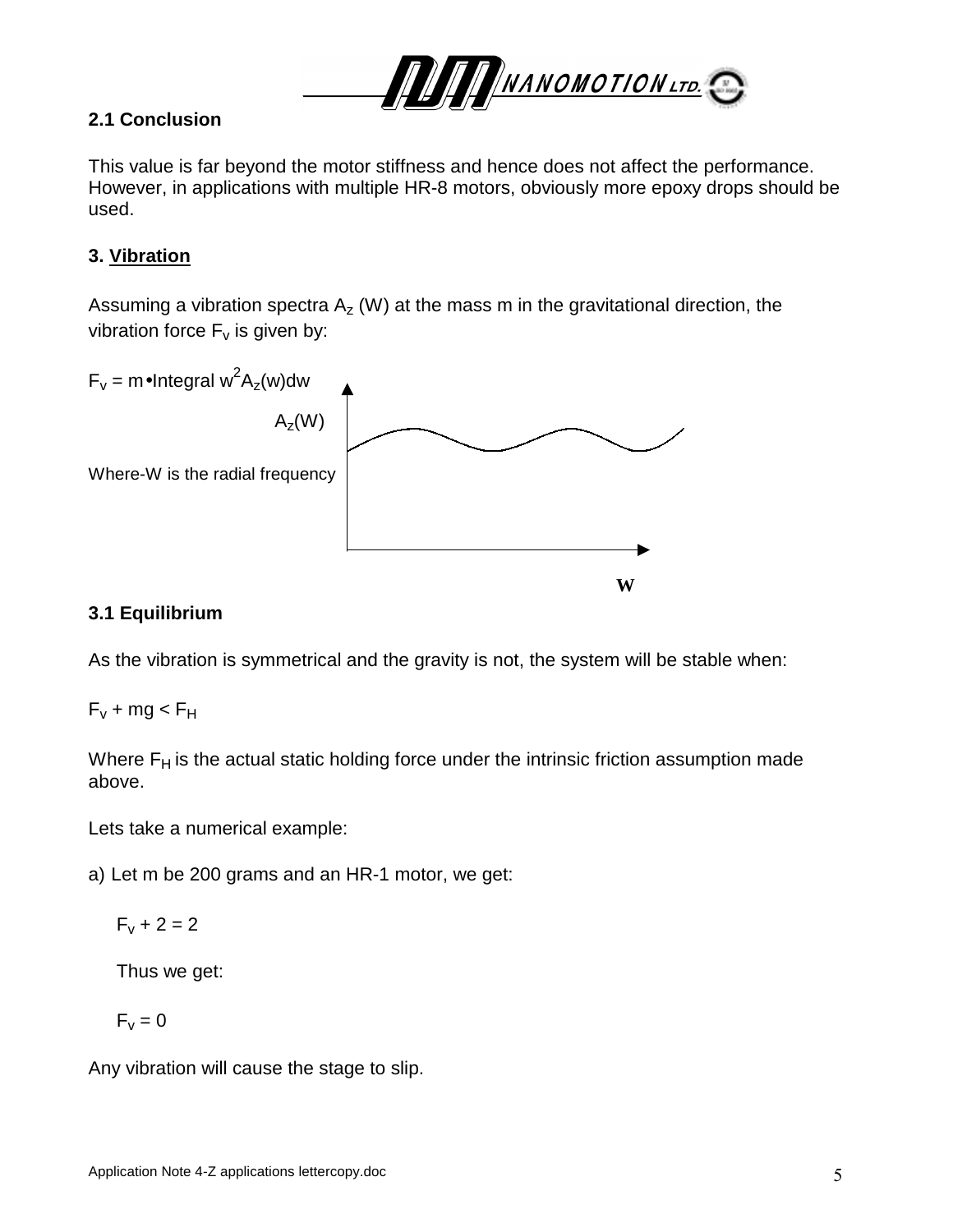### 2.1 Conclusion

This value is far beyond the motor stiffness and hence does not affect the performance. However, in applications with multiple HR-8 motors, obviously more epoxy drops should be used.

## 3. Vibration

Assuming a vibration spectra $A_z$ (W) at the mass m in the gravitational direction, the vibration force $F_v$ is given by:

$F_v = m \bullet \text{Integral } w^2 A_z(w) dw$

$A_z(W)$

Where-W is the radial frequency

W

### 3.1 Equilibrium

As the vibration is symmetrical and the gravity is not, the system will be stable when:

$F_v + mg < F_H$

Where $F_H$ is the actual static holding force under the intrinsic friction assumption made above.

Lets take a numerical example:

a) Let m be 200 grams and an HR-1 motor, we get:

$F_v + 2 = 2$

Thus we get:

$F_v = 0$

Any vibration will cause the stage to slip.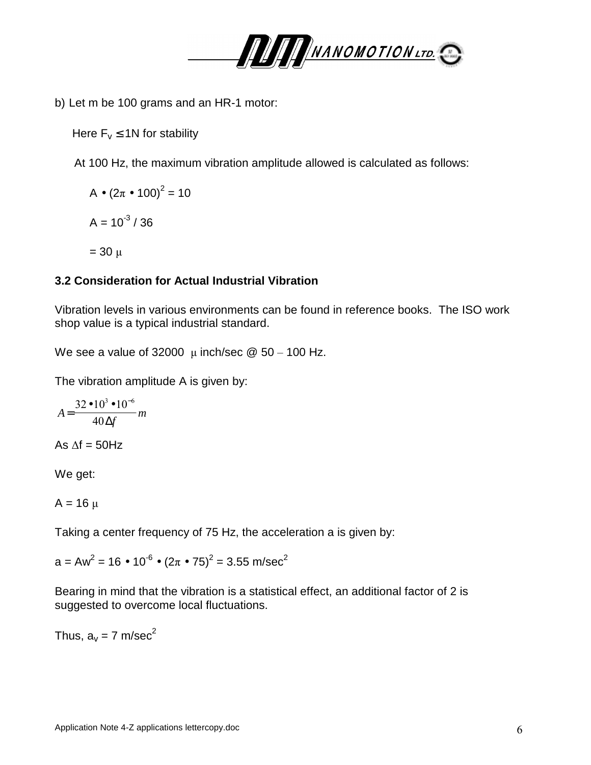b) Let m be 100 grams and an HR-1 motor:

Here $F_v \leq 1N$ for stability

At 100 Hz, the maximum vibration amplitude allowed is calculated as follows:

$$A \bullet (2\pi \bullet 100)^2 = 10$$

$$A = 10^{-3} / 36$$

$$= 30\ \mu$$

### 3.2 Consideration for Actual Industrial Vibration

Vibration levels in various environments can be found in reference books. The ISO work shop value is a typical industrial standard.

We see a value of 32000 $\mu$ inch/sec @ 50 – 100 Hz.

The vibration amplitude A is given by:

$$A = \frac{32 \bullet 10^3 \bullet 10^{-6}}{40 \Delta f} m$$

As $\Delta f = 50Hz$

We get:

$A = 16\ \mu$

Taking a center frequency of 75 Hz, the acceleration a is given by:

$$a = Aw^2 = 16 \bullet 10^{-6} \bullet (2\pi \bullet 75)^2 = 3.55\ m/sec^2$$

Bearing in mind that the vibration is a statistical effect, an additional factor of 2 is suggested to overcome local fluctuations.

Thus, $a_v = 7\ m/sec^2$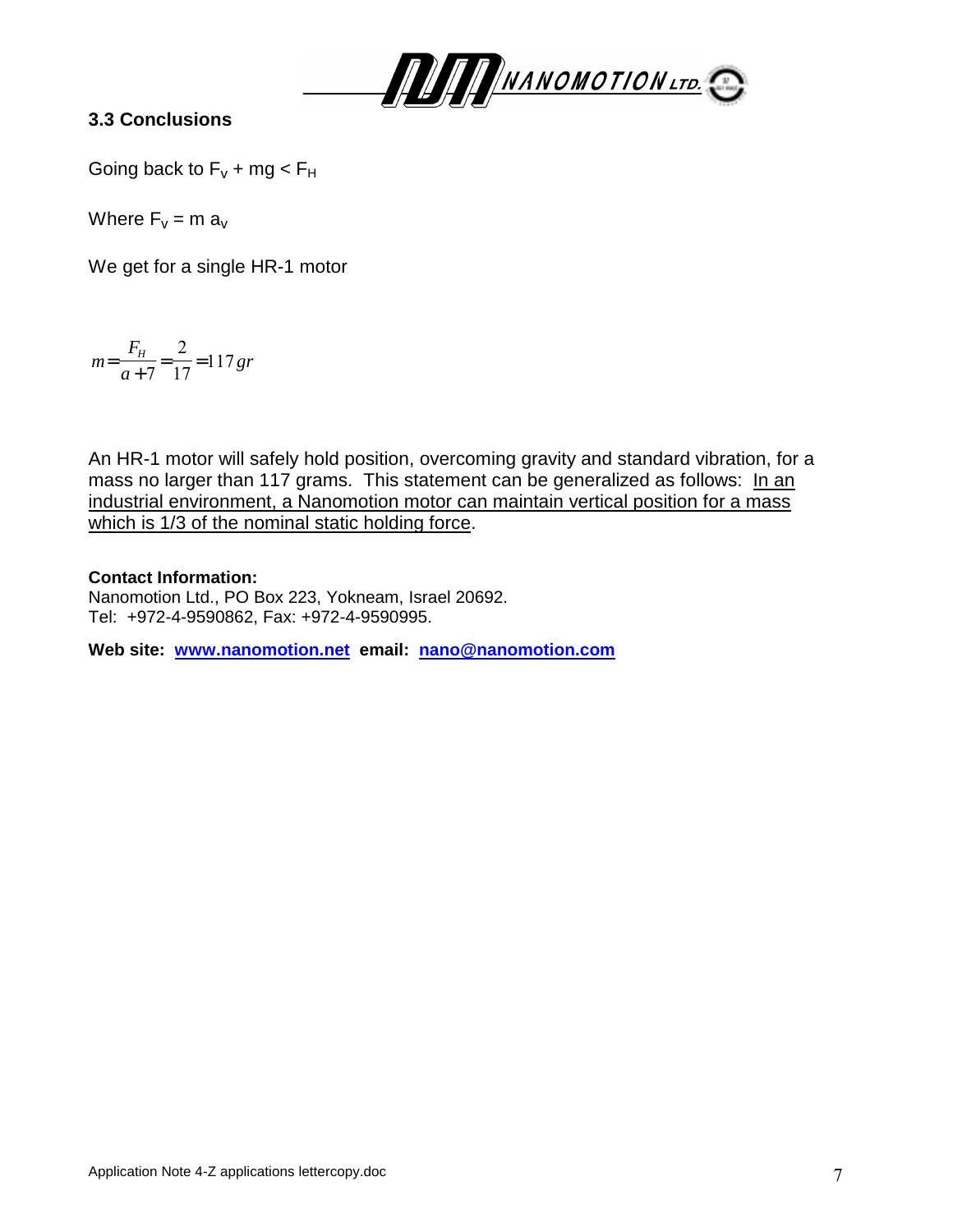### 3.3 Conclusions

Going back to $F_v + mg < F_H$

Where $F_v = m\, a_v$

We get for a single HR-1 motor

$$m = \frac{F_H}{a+7} = \frac{2}{17} = 117\, gr$$

An HR-1 motor will safely hold position, overcoming gravity and standard vibration, for a mass no larger than 117 grams. This statement can be generalized as follows: <u>In an industrial environment, a Nanomotion motor can maintain vertical position for a mass which is 1/3 of the nominal static holding force</u>.

**Contact Information:**
Nanomotion Ltd., PO Box 223, Yokneam, Israel 20692.
Tel: +972-4-9590862, Fax: +972-4-9590995.

**Web site: [www.nanomotion.net](http://www.nanomotion.net) email: [nano@nanomotion.com](mailto:nano@nanomotion.com)**